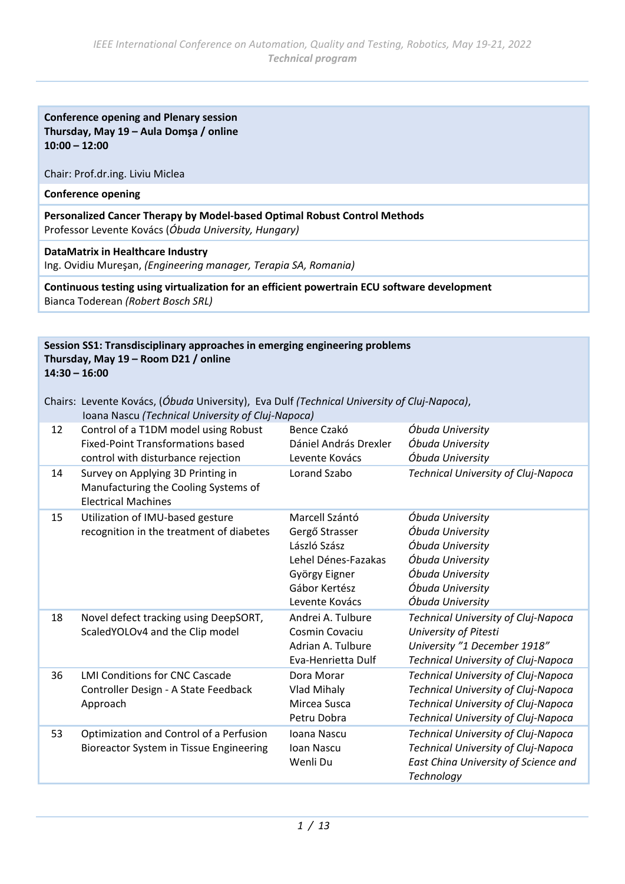**Conference opening and Plenary session**
**Thursday, May 19 – Aula Domşa / online**
**10:00 – 12:00**

Chair: Prof.dr.ing. Liviu Miclea

**Conference opening**

**Personalized Cancer Therapy by Model-based Optimal Robust Control Methods**
Professor Levente Kovács (*Óbuda University, Hungary)*

**DataMatrix in Healthcare Industry**
Ing. Ovidiu Mureşan, *(Engineering manager, Terapia SA, Romania)*

**Continuous testing using virtualization for an efficient powertrain ECU software development**
Bianca Toderean *(Robert Bosch SRL)*

**Session SS1: Transdisciplinary approaches in emerging engineering problems**
**Thursday, May 19 – Room D21 / online**
**14:30 – 16:00**

Chairs: Levente Kovács, (*Óbuda* University), Eva Dulf *(Technical University of Cluj-Napoca)*, Ioana Nascu *(Technical University of Cluj-Napoca)*

| No. | Title | Authors | Affiliations |
|---|---|---|---|
| 12 | Control of a T1DM model using Robust Fixed-Point Transformations based control with disturbance rejection | Bence Czakó<br>Dániel András Drexler<br>Levente Kovács | *Óbuda University*<br>*Óbuda University*<br>*Óbuda University* |
| 14 | Survey on Applying 3D Printing in Manufacturing the Cooling Systems of Electrical Machines | Lorand Szabo | *Technical University of Cluj-Napoca* |
| 15 | Utilization of IMU-based gesture recognition in the treatment of diabetes | Marcell Szántó<br>Gergő Strasser<br>László Szász<br>Lehel Dénes-Fazakas<br>György Eigner<br>Gábor Kertész<br>Levente Kovács | *Óbuda University*<br>*Óbuda University*<br>*Óbuda University*<br>*Óbuda University*<br>*Óbuda University*<br>*Óbuda University*<br>*Óbuda University* |
| 18 | Novel defect tracking using DeepSORT, ScaledYOLOv4 and the Clip model | Andrei A. Tulbure<br>Cosmin Covaciu<br>Adrian A. Tulbure<br>Eva-Henrietta Dulf | *Technical University of Cluj-Napoca*<br>*University of Pitesti*<br>*University "1 December 1918"*<br>*Technical University of Cluj-Napoca* |
| 36 | LMI Conditions for CNC Cascade Controller Design - A State Feedback Approach | Dora Morar<br>Vlad Mihaly<br>Mircea Susca<br>Petru Dobra | *Technical University of Cluj-Napoca*<br>*Technical University of Cluj-Napoca*<br>*Technical University of Cluj-Napoca*<br>*Technical University of Cluj-Napoca* |
| 53 | Optimization and Control of a Perfusion Bioreactor System in Tissue Engineering | Ioana Nascu<br>Ioan Nascu<br>Wenli Du | *Technical University of Cluj-Napoca*<br>*Technical University of Cluj-Napoca*<br>*East China University of Science and Technology* |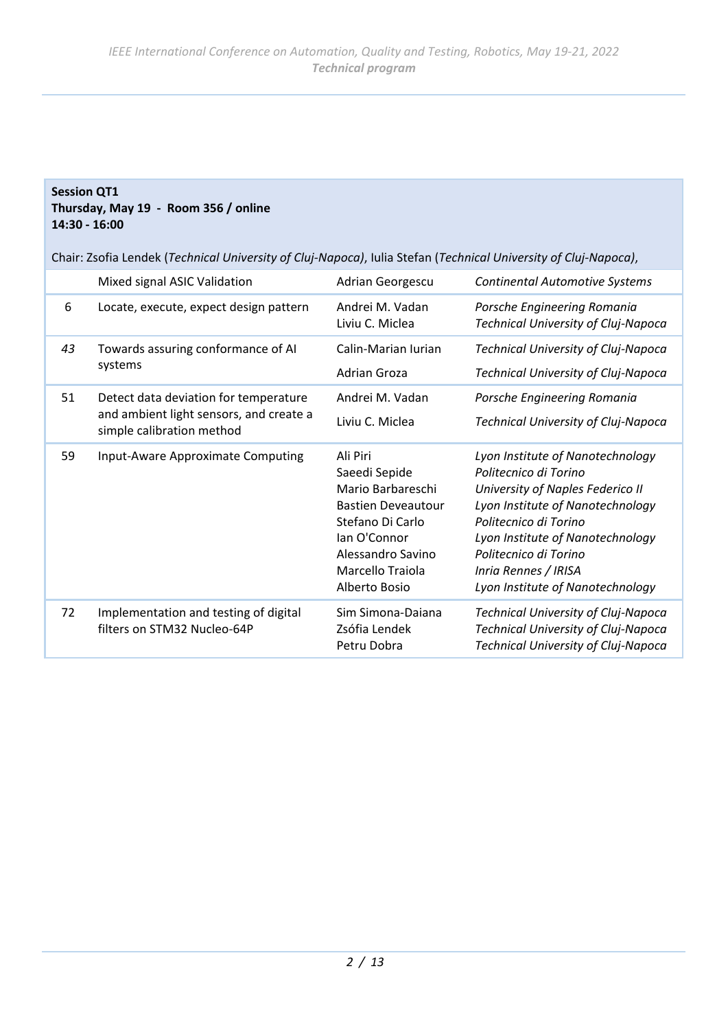**Session QT1**
**Thursday, May 19 - Room 356 / online**
**14:30 - 16:00**

Chair: Zsofia Lendek (*Technical University of Cluj-Napoca)*, Iulia Stefan (*Technical University of Cluj-Napoca)*,

| | Title | Authors | Affiliations |
|---|---|---|---|
| | Mixed signal ASIC Validation | Adrian Georgescu | *Continental Automotive Systems* |
| 6 | Locate, execute, expect design pattern | Andrei M. Vadan<br>Liviu C. Miclea | *Porsche Engineering Romania*<br>*Technical University of Cluj-Napoca* |
| *43* | Towards assuring conformance of AI systems | Calin-Marian Iurian<br>Adrian Groza | *Technical University of Cluj-Napoca*<br>*Technical University of Cluj-Napoca* |
| 51 | Detect data deviation for temperature and ambient light sensors, and create a simple calibration method | Andrei M. Vadan<br>Liviu C. Miclea | *Porsche Engineering Romania*<br>*Technical University of Cluj-Napoca* |
| 59 | Input-Aware Approximate Computing | Ali Piri<br>Saeedi Sepide<br>Mario Barbareschi<br>Bastien Deveautour<br>Stefano Di Carlo<br>Ian O'Connor<br>Alessandro Savino<br>Marcello Traiola<br>Alberto Bosio | *Lyon Institute of Nanotechnology*<br>*Politecnico di Torino*<br>*University of Naples Federico II*<br>*Lyon Institute of Nanotechnology*<br>*Politecnico di Torino*<br>*Lyon Institute of Nanotechnology*<br>*Politecnico di Torino*<br>*Inria Rennes / IRISA*<br>*Lyon Institute of Nanotechnology* |
| 72 | Implementation and testing of digital filters on STM32 Nucleo-64P | Sim Simona-Daiana<br>Zsófia Lendek<br>Petru Dobra | *Technical University of Cluj-Napoca*<br>*Technical University of Cluj-Napoca*<br>*Technical University of Cluj-Napoca* |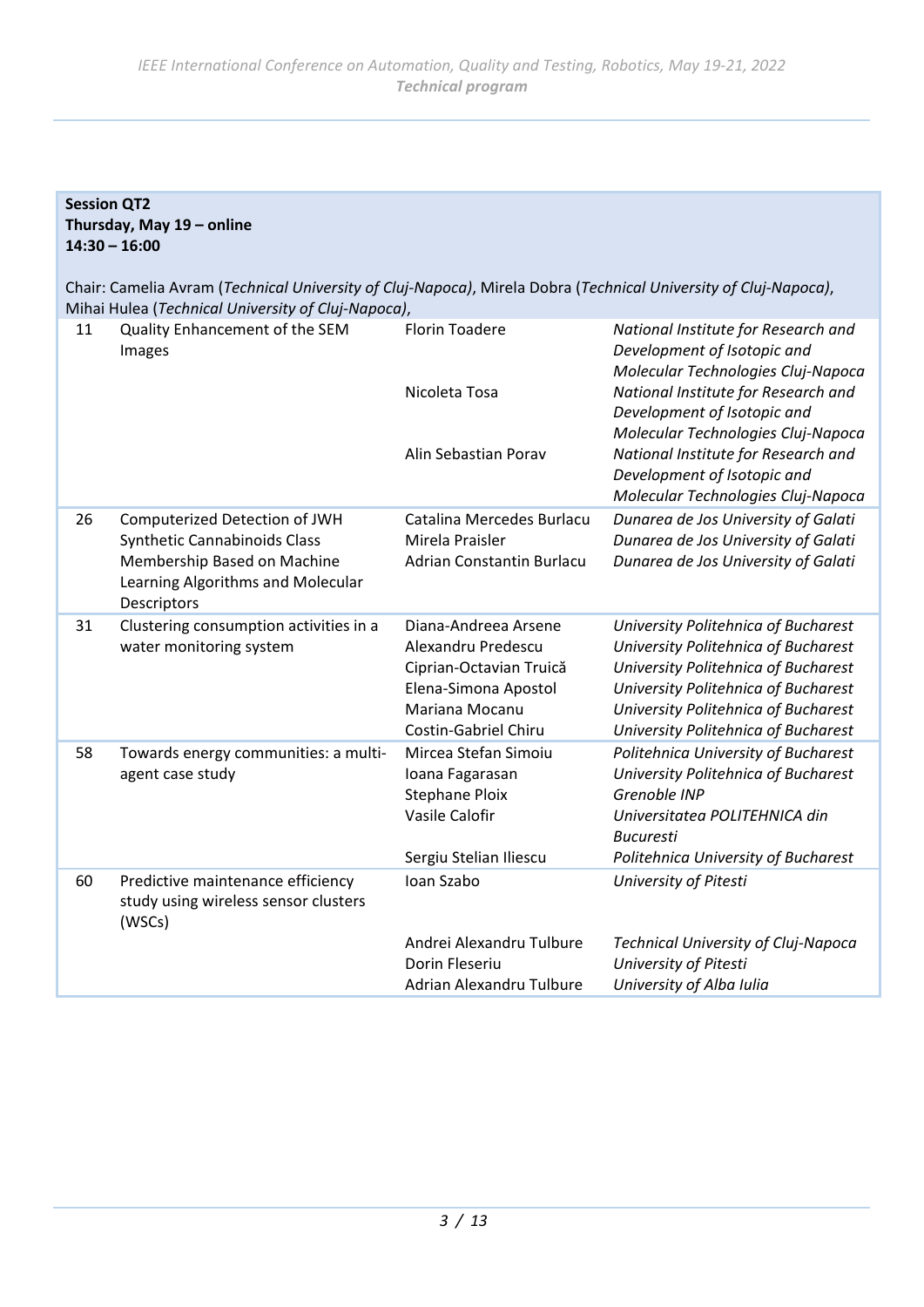**Session QT2**
**Thursday, May 19 – online**
**14:30 – 16:00**

Chair: Camelia Avram (*Technical University of Cluj-Napoca*), Mirela Dobra (*Technical University of Cluj-Napoca*), Mihai Hulea (*Technical University of Cluj-Napoca*),

| No. | Title | Author | Affiliation |
|---|---|---|---|
| 11 | Quality Enhancement of the SEM Images | Florin Toadere | *National Institute for Research and Development of Isotopic and Molecular Technologies Cluj-Napoca* |
| | | Nicoleta Tosa | *National Institute for Research and Development of Isotopic and Molecular Technologies Cluj-Napoca* |
| | | Alin Sebastian Porav | *National Institute for Research and Development of Isotopic and Molecular Technologies Cluj-Napoca* |
| 26 | Computerized Detection of JWH Synthetic Cannabinoids Class Membership Based on Machine Learning Algorithms and Molecular Descriptors | Catalina Mercedes Burlacu | *Dunarea de Jos University of Galati* |
| | | Mirela Praisler | *Dunarea de Jos University of Galati* |
| | | Adrian Constantin Burlacu | *Dunarea de Jos University of Galati* |
| 31 | Clustering consumption activities in a water monitoring system | Diana-Andreea Arsene | *University Politehnica of Bucharest* |
| | | Alexandru Predescu | *University Politehnica of Bucharest* |
| | | Ciprian-Octavian Truică | *University Politehnica of Bucharest* |
| | | Elena-Simona Apostol | *University Politehnica of Bucharest* |
| | | Mariana Mocanu | *University Politehnica of Bucharest* |
| | | Costin-Gabriel Chiru | *University Politehnica of Bucharest* |
| 58 | Towards energy communities: a multi-agent case study | Mircea Stefan Simoiu | *Politehnica University of Bucharest* |
| | | Ioana Fagarasan | *University Politehnica of Bucharest* |
| | | Stephane Ploix | *Grenoble INP* |
| | | Vasile Calofir | *Universitatea POLITEHNICA din Bucuresti* |
| | | Sergiu Stelian Iliescu | *Politehnica University of Bucharest* |
| 60 | Predictive maintenance efficiency study using wireless sensor clusters (WSCs) | Ioan Szabo | *University of Pitesti* |
| | | Andrei Alexandru Tulbure | *Technical University of Cluj-Napoca* |
| | | Dorin Fleseriu | *University of Pitesti* |
| | | Adrian Alexandru Tulbure | *University of Alba Iulia* |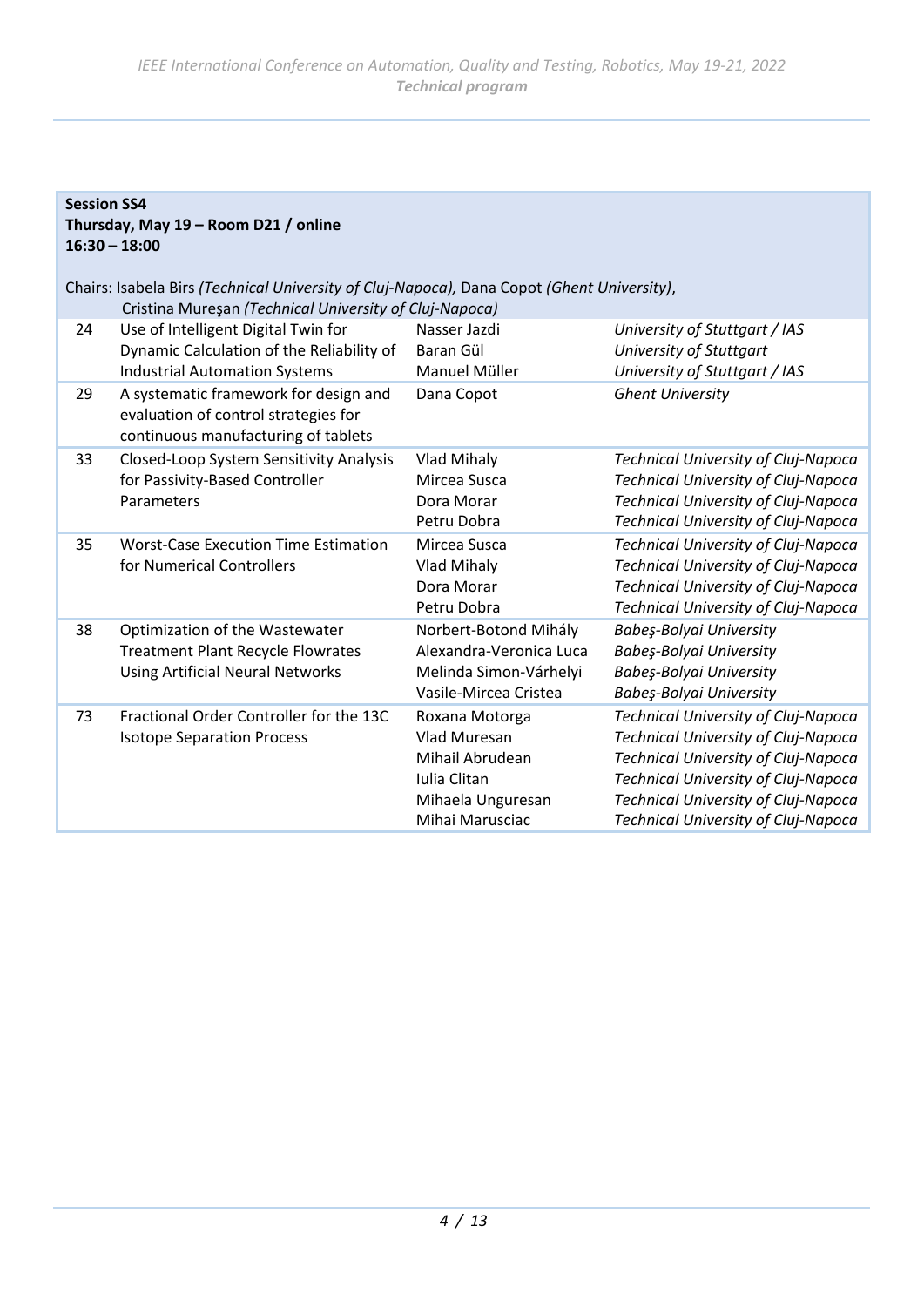**Session SS4**
**Thursday, May 19 – Room D21 / online**
**16:30 – 18:00**

Chairs: Isabela Birs *(Technical University of Cluj-Napoca),* Dana Copot *(Ghent University)*, Cristina Mureşan *(Technical University of Cluj-Napoca)*

| | | | |
|---|---|---|---|
| 24 | Use of Intelligent Digital Twin for Dynamic Calculation of the Reliability of Industrial Automation Systems | Nasser Jazdi<br>Baran Gül<br>Manuel Müller | *University of Stuttgart / IAS*<br>*University of Stuttgart*<br>*University of Stuttgart / IAS* |
| 29 | A systematic framework for design and evaluation of control strategies for continuous manufacturing of tablets | Dana Copot | *Ghent University* |
| 33 | Closed-Loop System Sensitivity Analysis for Passivity-Based Controller Parameters | Vlad Mihaly<br>Mircea Susca<br>Dora Morar<br>Petru Dobra | *Technical University of Cluj-Napoca*<br>*Technical University of Cluj-Napoca*<br>*Technical University of Cluj-Napoca*<br>*Technical University of Cluj-Napoca* |
| 35 | Worst-Case Execution Time Estimation for Numerical Controllers | Mircea Susca<br>Vlad Mihaly<br>Dora Morar<br>Petru Dobra | *Technical University of Cluj-Napoca*<br>*Technical University of Cluj-Napoca*<br>*Technical University of Cluj-Napoca*<br>*Technical University of Cluj-Napoca* |
| 38 | Optimization of the Wastewater Treatment Plant Recycle Flowrates Using Artificial Neural Networks | Norbert-Botond Mihály<br>Alexandra-Veronica Luca<br>Melinda Simon-Várhelyi<br>Vasile-Mircea Cristea | *Babeş-Bolyai University*<br>*Babeş-Bolyai University*<br>*Babeş-Bolyai University*<br>*Babeş-Bolyai University* |
| 73 | Fractional Order Controller for the 13C Isotope Separation Process | Roxana Motorga<br>Vlad Muresan<br>Mihail Abrudean<br>Iulia Clitan<br>Mihaela Unguresan<br>Mihai Marusciac | *Technical University of Cluj-Napoca*<br>*Technical University of Cluj-Napoca*<br>*Technical University of Cluj-Napoca*<br>*Technical University of Cluj-Napoca*<br>*Technical University of Cluj-Napoca*<br>*Technical University of Cluj-Napoca* |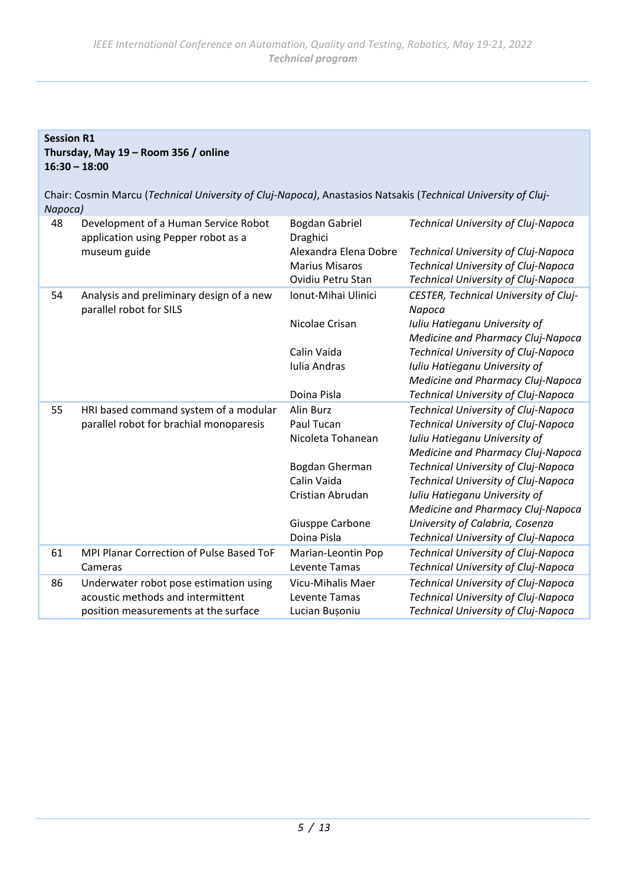**Session R1**
**Thursday, May 19 – Room 356 / online**
**16:30 – 18:00**

Chair: Cosmin Marcu (*Technical University of Cluj-Napoca)*, Anastasios Natsakis (*Technical University of Cluj-Napoca)*

| No. | Title | Author | Affiliation |
|---|---|---|---|
| 48 | Development of a Human Service Robot application using Pepper robot as a museum guide | Bogdan Gabriel Draghici | *Technical University of Cluj-Napoca* |
| | | Alexandra Elena Dobre | *Technical University of Cluj-Napoca* |
| | | Marius Misaros | *Technical University of Cluj-Napoca* |
| | | Ovidiu Petru Stan | *Technical University of Cluj-Napoca* |
| 54 | Analysis and preliminary design of a new parallel robot for SILS | Ionut-Mihai Ulinici | *CESTER, Technical University of Cluj-Napoca* |
| | | Nicolae Crisan | *Iuliu Hatieganu University of Medicine and Pharmacy Cluj-Napoca* |
| | | Calin Vaida | *Technical University of Cluj-Napoca* |
| | | Iulia Andras | *Iuliu Hatieganu University of Medicine and Pharmacy Cluj-Napoca* |
| | | Doina Pisla | *Technical University of Cluj-Napoca* |
| 55 | HRI based command system of a modular parallel robot for brachial monoparesis | Alin Burz | *Technical University of Cluj-Napoca* |
| | | Paul Tucan | *Technical University of Cluj-Napoca* |
| | | Nicoleta Tohanean | *Iuliu Hatieganu University of Medicine and Pharmacy Cluj-Napoca* |
| | | Bogdan Gherman | *Technical University of Cluj-Napoca* |
| | | Calin Vaida | *Technical University of Cluj-Napoca* |
| | | Cristian Abrudan | *Iuliu Hatieganu University of Medicine and Pharmacy Cluj-Napoca* |
| | | Giusppe Carbone | *University of Calabria, Cosenza* |
| | | Doina Pisla | *Technical University of Cluj-Napoca* |
| 61 | MPI Planar Correction of Pulse Based ToF Cameras | Marian-Leontin Pop | *Technical University of Cluj-Napoca* |
| | | Levente Tamas | *Technical University of Cluj-Napoca* |
| 86 | Underwater robot pose estimation using acoustic methods and intermittent position measurements at the surface | Vicu-Mihalis Maer | *Technical University of Cluj-Napoca* |
| | | Levente Tamas | *Technical University of Cluj-Napoca* |
| | | Lucian Bușoniu | *Technical University of Cluj-Napoca* |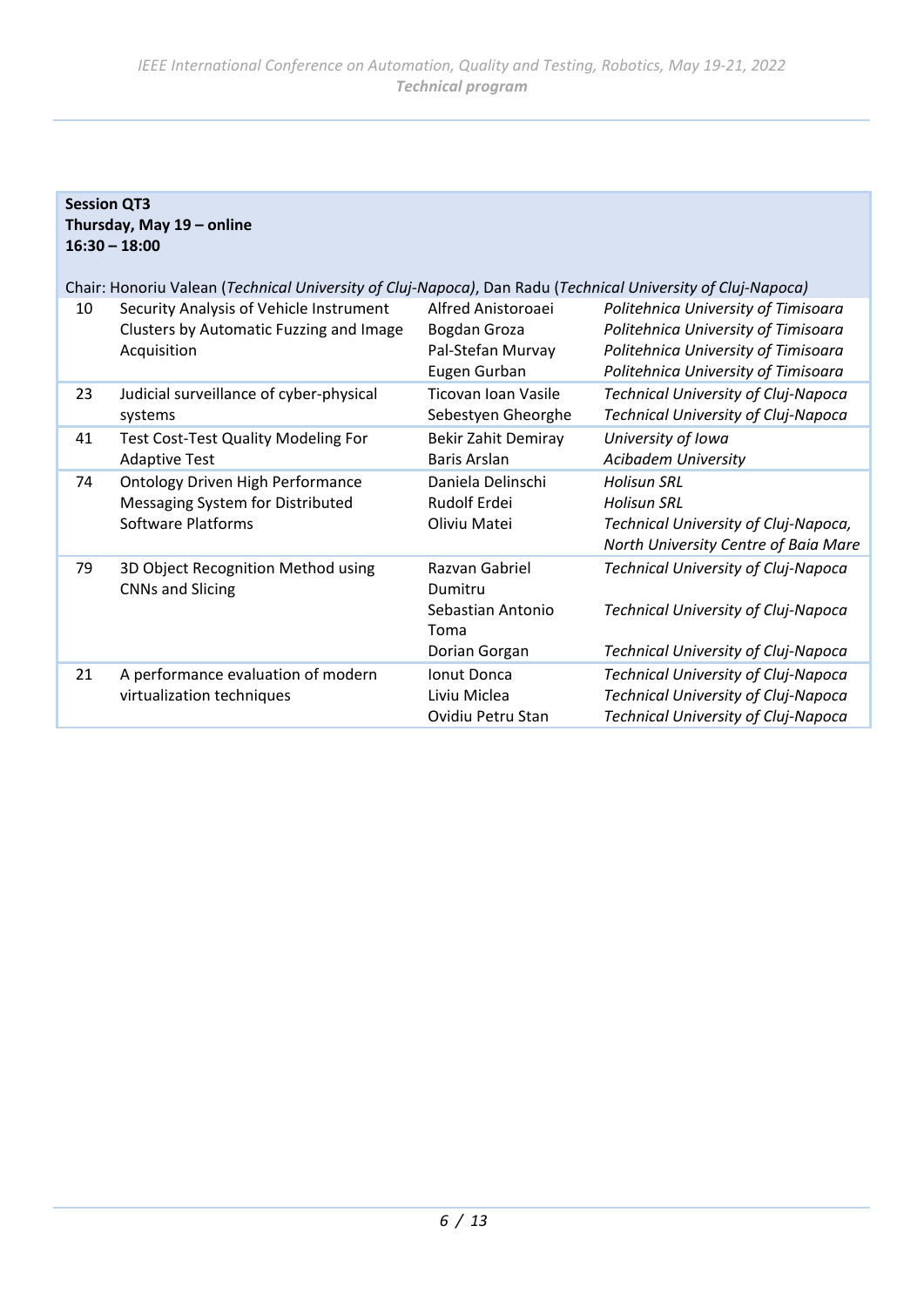**Session QT3**
**Thursday, May 19 – online**
**16:30 – 18:00**

Chair: Honoriu Valean (*Technical University of Cluj-Napoca*), Dan Radu (*Technical University of Cluj-Napoca*)

| No. | Title | Authors | Affiliations |
|---|---|---|---|
| 10 | Security Analysis of Vehicle Instrument Clusters by Automatic Fuzzing and Image Acquisition | Alfred Anistoroaei<br>Bogdan Groza<br>Pal-Stefan Murvay<br>Eugen Gurban | *Politehnica University of Timisoara*<br>*Politehnica University of Timisoara*<br>*Politehnica University of Timisoara*<br>*Politehnica University of Timisoara* |
| 23 | Judicial surveillance of cyber-physical systems | Ticovan Ioan Vasile<br>Sebestyen Gheorghe | *Technical University of Cluj-Napoca*<br>*Technical University of Cluj-Napoca* |
| 41 | Test Cost-Test Quality Modeling For Adaptive Test | Bekir Zahit Demiray<br>Baris Arslan | *University of Iowa*<br>*Acibadem University* |
| 74 | Ontology Driven High Performance Messaging System for Distributed Software Platforms | Daniela Delinschi<br>Rudolf Erdei<br>Oliviu Matei | *Holisun SRL*<br>*Holisun SRL*<br>*Technical University of Cluj-Napoca, North University Centre of Baia Mare* |
| 79 | 3D Object Recognition Method using CNNs and Slicing | Razvan Gabriel Dumitru<br>Sebastian Antonio Toma<br>Dorian Gorgan | *Technical University of Cluj-Napoca*<br>*Technical University of Cluj-Napoca*<br>*Technical University of Cluj-Napoca* |
| 21 | A performance evaluation of modern virtualization techniques | Ionut Donca<br>Liviu Miclea<br>Ovidiu Petru Stan | *Technical University of Cluj-Napoca*<br>*Technical University of Cluj-Napoca*<br>*Technical University of Cluj-Napoca* |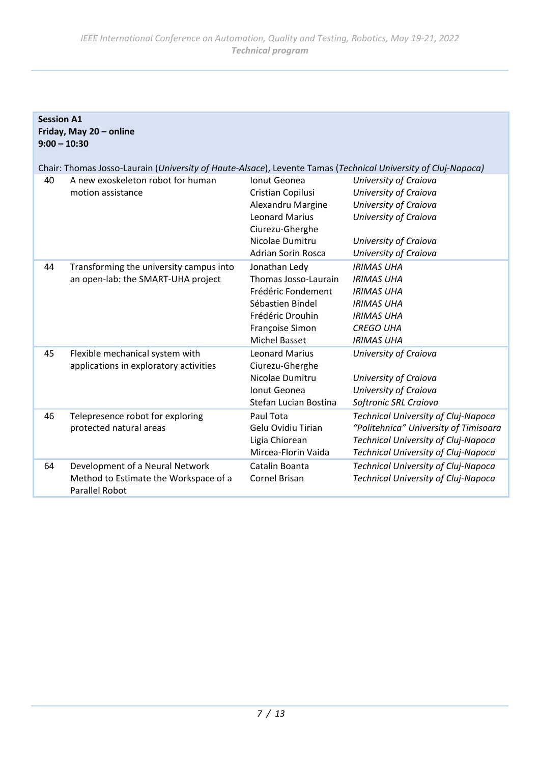**Session A1**
**Friday, May 20 – online**
**9:00 – 10:30**

Chair: Thomas Josso-Laurain (*University of Haute-Alsace*), Levente Tamas (*Technical University of Cluj-Napoca)*

| No. | Title | Authors | Affiliations |
|---|---|---|---|
| 40 | A new exoskeleton robot for human motion assistance | Ionut Geonea<br>Cristian Copilusi<br>Alexandru Margine<br>Leonard Marius Ciurezu-Gherghe<br>Nicolae Dumitru<br>Adrian Sorin Rosca | *University of Craiova*<br>*University of Craiova*<br>*University of Craiova*<br>*University of Craiova*<br>*University of Craiova*<br>*University of Craiova* |
| 44 | Transforming the university campus into an open-lab: the SMART-UHA project | Jonathan Ledy<br>Thomas Josso-Laurain<br>Frédéric Fondement<br>Sébastien Bindel<br>Frédéric Drouhin<br>Françoise Simon<br>Michel Basset | *IRIMAS UHA*<br>*IRIMAS UHA*<br>*IRIMAS UHA*<br>*IRIMAS UHA*<br>*IRIMAS UHA*<br>*CREGO UHA*<br>*IRIMAS UHA* |
| 45 | Flexible mechanical system with applications in exploratory activities | Leonard Marius Ciurezu-Gherghe<br>Nicolae Dumitru<br>Ionut Geonea<br>Stefan Lucian Bostina | *University of Craiova*<br>*University of Craiova*<br>*University of Craiova*<br>*Softronic SRL Craiova* |
| 46 | Telepresence robot for exploring protected natural areas | Paul Tota<br>Gelu Ovidiu Tirian<br>Ligia Chiorean<br>Mircea-Florin Vaida | *Technical University of Cluj-Napoca*<br>*"Politehnica" University of Timisoara*<br>*Technical University of Cluj-Napoca*<br>*Technical University of Cluj-Napoca* |
| 64 | Development of a Neural Network Method to Estimate the Workspace of a Parallel Robot | Catalin Boanta<br>Cornel Brisan | *Technical University of Cluj-Napoca*<br>*Technical University of Cluj-Napoca* |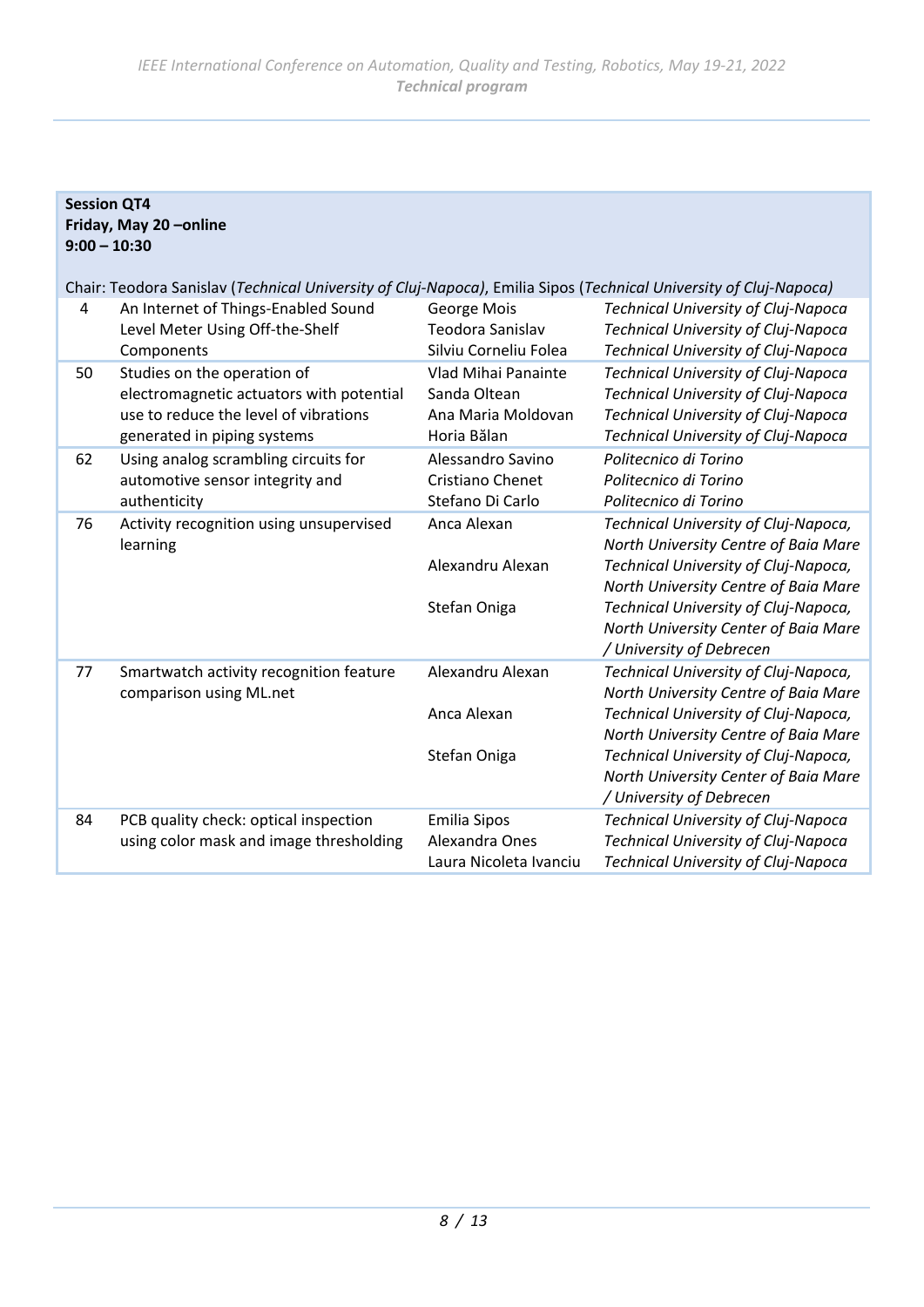**Session QT4**
**Friday, May 20 –online**
**9:00 – 10:30**

Chair: Teodora Sanislav (*Technical University of Cluj-Napoca*), Emilia Sipos (*Technical University of Cluj-Napoca*)

| | | | |
|---|---|---|---|
| 4 | An Internet of Things-Enabled Sound Level Meter Using Off-the-Shelf Components | George Mois<br>Teodora Sanislav<br>Silviu Corneliu Folea | *Technical University of Cluj-Napoca*<br>*Technical University of Cluj-Napoca*<br>*Technical University of Cluj-Napoca* |
| 50 | Studies on the operation of electromagnetic actuators with potential use to reduce the level of vibrations generated in piping systems | Vlad Mihai Panainte<br>Sanda Oltean<br>Ana Maria Moldovan<br>Horia Bălan | *Technical University of Cluj-Napoca*<br>*Technical University of Cluj-Napoca*<br>*Technical University of Cluj-Napoca*<br>*Technical University of Cluj-Napoca* |
| 62 | Using analog scrambling circuits for automotive sensor integrity and authenticity | Alessandro Savino<br>Cristiano Chenet<br>Stefano Di Carlo | *Politecnico di Torino*<br>*Politecnico di Torino*<br>*Politecnico di Torino* |
| 76 | Activity recognition using unsupervised learning | Anca Alexan<br>Alexandru Alexan<br>Stefan Oniga | *Technical University of Cluj-Napoca, North University Centre of Baia Mare*<br>*Technical University of Cluj-Napoca, North University Centre of Baia Mare*<br>*Technical University of Cluj-Napoca, North University Center of Baia Mare / University of Debrecen* |
| 77 | Smartwatch activity recognition feature comparison using ML.net | Alexandru Alexan<br>Anca Alexan<br>Stefan Oniga | *Technical University of Cluj-Napoca, North University Centre of Baia Mare*<br>*Technical University of Cluj-Napoca, North University Centre of Baia Mare*<br>*Technical University of Cluj-Napoca, North University Center of Baia Mare / University of Debrecen* |
| 84 | PCB quality check: optical inspection using color mask and image thresholding | Emilia Sipos<br>Alexandra Ones<br>Laura Nicoleta Ivanciu | *Technical University of Cluj-Napoca*<br>*Technical University of Cluj-Napoca*<br>*Technical University of Cluj-Napoca* |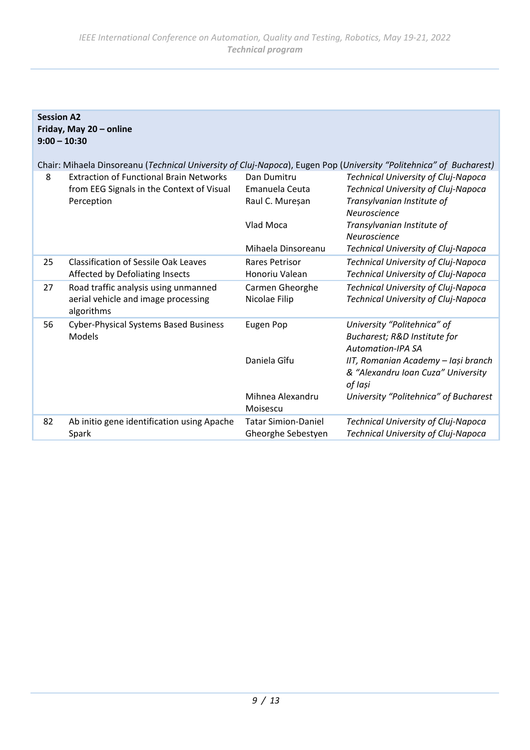**Session A2**
**Friday, May 20 – online**
**9:00 – 10:30**

Chair: Mihaela Dinsoreanu (*Technical University of Cluj-Napoca*), Eugen Pop (*University "Politehnica" of Bucharest*)

| No. | Title | Authors | Affiliation |
|---|---|---|---|
| 8 | Extraction of Functional Brain Networks from EEG Signals in the Context of Visual Perception | Dan Dumitru | *Technical University of Cluj-Napoca* |
| | | Emanuela Ceuta | *Technical University of Cluj-Napoca* |
| | | Raul C. Mureșan | *Transylvanian Institute of Neuroscience* |
| | | Vlad Moca | *Transylvanian Institute of Neuroscience* |
| | | Mihaela Dinsoreanu | *Technical University of Cluj-Napoca* |
| 25 | Classification of Sessile Oak Leaves Affected by Defoliating Insects | Rares Petrisor | *Technical University of Cluj-Napoca* |
| | | Honoriu Valean | *Technical University of Cluj-Napoca* |
| 27 | Road traffic analysis using unmanned aerial vehicle and image processing algorithms | Carmen Gheorghe | *Technical University of Cluj-Napoca* |
| | | Nicolae Filip | *Technical University of Cluj-Napoca* |
| 56 | Cyber-Physical Systems Based Business Models | Eugen Pop | *University "Politehnica" of Bucharest; R&D Institute for Automation-IPA SA* |
| | | Daniela Gîfu | *IIT, Romanian Academy – Iași branch & "Alexandru Ioan Cuza" University of Iași* |
| | | Mihnea Alexandru Moisescu | *University "Politehnica" of Bucharest* |
| 82 | Ab initio gene identification using Apache Spark | Tatar Simion-Daniel | *Technical University of Cluj-Napoca* |
| | | Gheorghe Sebestyen | *Technical University of Cluj-Napoca* |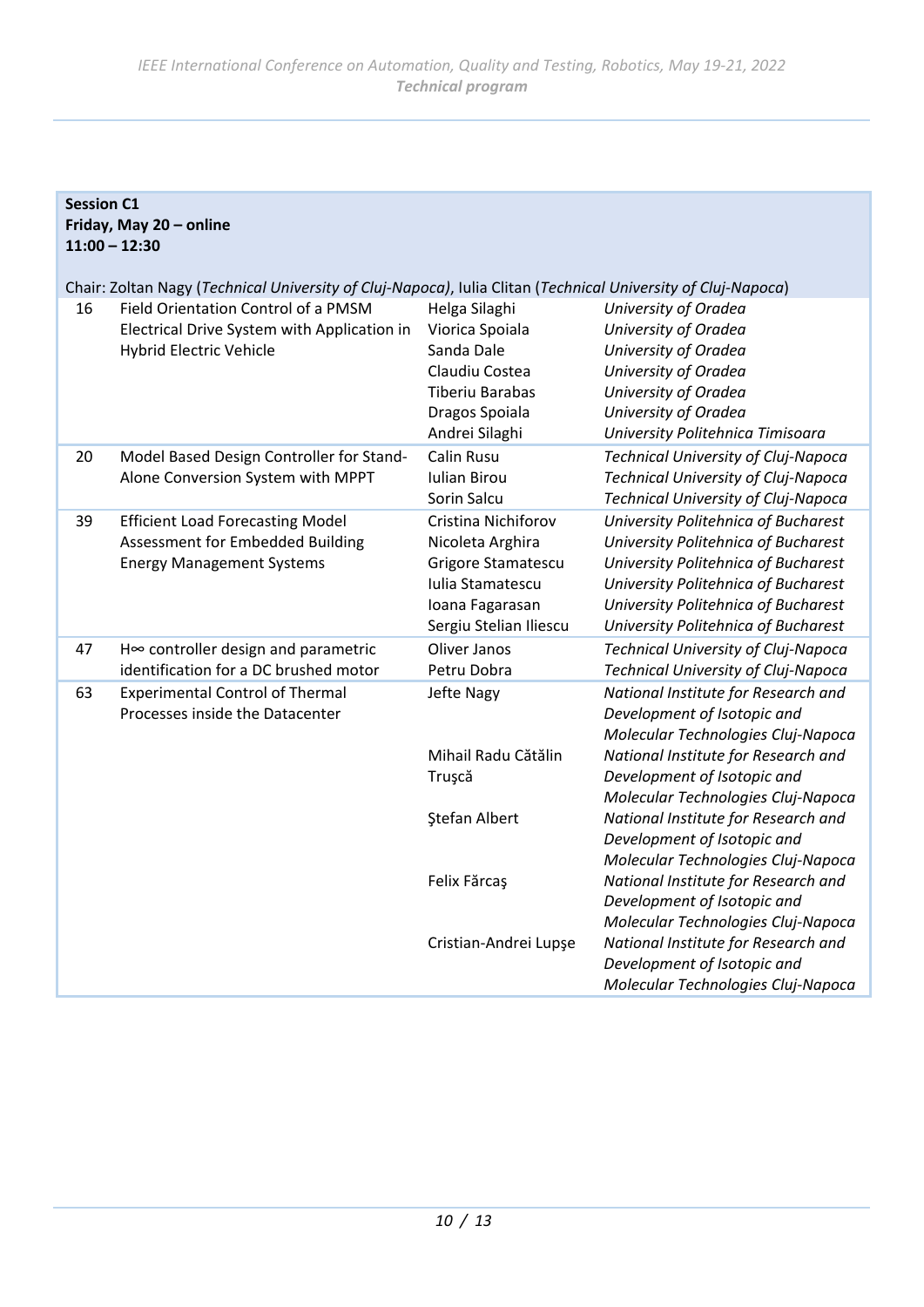**Session C1**
**Friday, May 20 – online**
**11:00 – 12:30**

Chair: Zoltan Nagy (*Technical University of Cluj-Napoca*), Iulia Clitan (*Technical University of Cluj-Napoca*)

| No. | Title | Authors | Affiliation |
|---|---|---|---|
| 16 | Field Orientation Control of a PMSM Electrical Drive System with Application in Hybrid Electric Vehicle | Helga Silaghi | *University of Oradea* |
| | | Viorica Spoiala | *University of Oradea* |
| | | Sanda Dale | *University of Oradea* |
| | | Claudiu Costea | *University of Oradea* |
| | | Tiberiu Barabas | *University of Oradea* |
| | | Dragos Spoiala | *University of Oradea* |
| | | Andrei Silaghi | *University Politehnica Timisoara* |
| 20 | Model Based Design Controller for Stand-Alone Conversion System with MPPT | Calin Rusu | *Technical University of Cluj-Napoca* |
| | | Iulian Birou | *Technical University of Cluj-Napoca* |
| | | Sorin Salcu | *Technical University of Cluj-Napoca* |
| 39 | Efficient Load Forecasting Model Assessment for Embedded Building Energy Management Systems | Cristina Nichiforov | *University Politehnica of Bucharest* |
| | | Nicoleta Arghira | *University Politehnica of Bucharest* |
| | | Grigore Stamatescu | *University Politehnica of Bucharest* |
| | | Iulia Stamatescu | *University Politehnica of Bucharest* |
| | | Ioana Fagarasan | *University Politehnica of Bucharest* |
| | | Sergiu Stelian Iliescu | *University Politehnica of Bucharest* |
| 47 | H∞ controller design and parametric identification for a DC brushed motor | Oliver Janos | *Technical University of Cluj-Napoca* |
| | | Petru Dobra | *Technical University of Cluj-Napoca* |
| 63 | Experimental Control of Thermal Processes inside the Datacenter | Jefte Nagy | *National Institute for Research and Development of Isotopic and Molecular Technologies Cluj-Napoca* |
| | | Mihail Radu Cătălin Truşcă | *National Institute for Research and Development of Isotopic and Molecular Technologies Cluj-Napoca* |
| | | Ştefan Albert | *National Institute for Research and Development of Isotopic and Molecular Technologies Cluj-Napoca* |
| | | Felix Fărcaş | *National Institute for Research and Development of Isotopic and Molecular Technologies Cluj-Napoca* |
| | | Cristian-Andrei Lupşe | *National Institute for Research and Development of Isotopic and Molecular Technologies Cluj-Napoca* |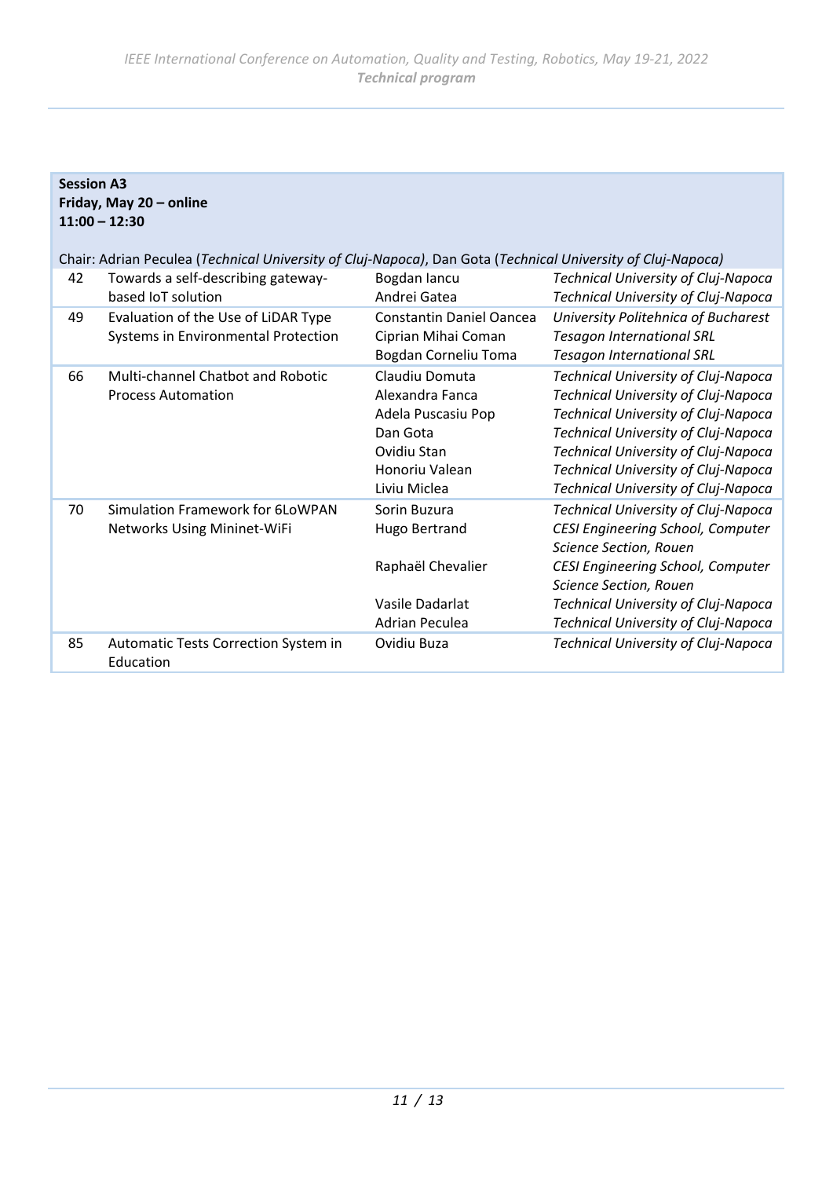**Session A3**
**Friday, May 20 – online**
**11:00 – 12:30**

Chair: Adrian Peculea (*Technical University of Cluj-Napoca*), Dan Gota (*Technical University of Cluj-Napoca*)

| | | | |
|---|---|---|---|
| 42 | Towards a self-describing gateway-based IoT solution | Bogdan Iancu<br>Andrei Gatea | *Technical University of Cluj-Napoca*<br>*Technical University of Cluj-Napoca* |
| 49 | Evaluation of the Use of LiDAR Type Systems in Environmental Protection | Constantin Daniel Oancea<br>Ciprian Mihai Coman<br>Bogdan Corneliu Toma | *University Politehnica of Bucharest*<br>*Tesagon International SRL*<br>*Tesagon International SRL* |
| 66 | Multi-channel Chatbot and Robotic Process Automation | Claudiu Domuta<br>Alexandra Fanca<br>Adela Puscasiu Pop<br>Dan Gota<br>Ovidiu Stan<br>Honoriu Valean<br>Liviu Miclea | *Technical University of Cluj-Napoca*<br>*Technical University of Cluj-Napoca*<br>*Technical University of Cluj-Napoca*<br>*Technical University of Cluj-Napoca*<br>*Technical University of Cluj-Napoca*<br>*Technical University of Cluj-Napoca*<br>*Technical University of Cluj-Napoca* |
| 70 | Simulation Framework for 6LoWPAN Networks Using Mininet-WiFi | Sorin Buzura<br>Hugo Bertrand<br>Raphaël Chevalier<br>Vasile Dadarlat<br>Adrian Peculea | *Technical University of Cluj-Napoca*<br>*CESI Engineering School, Computer Science Section, Rouen*<br>*CESI Engineering School, Computer Science Section, Rouen*<br>*Technical University of Cluj-Napoca*<br>*Technical University of Cluj-Napoca* |
| 85 | Automatic Tests Correction System in Education | Ovidiu Buza | *Technical University of Cluj-Napoca* |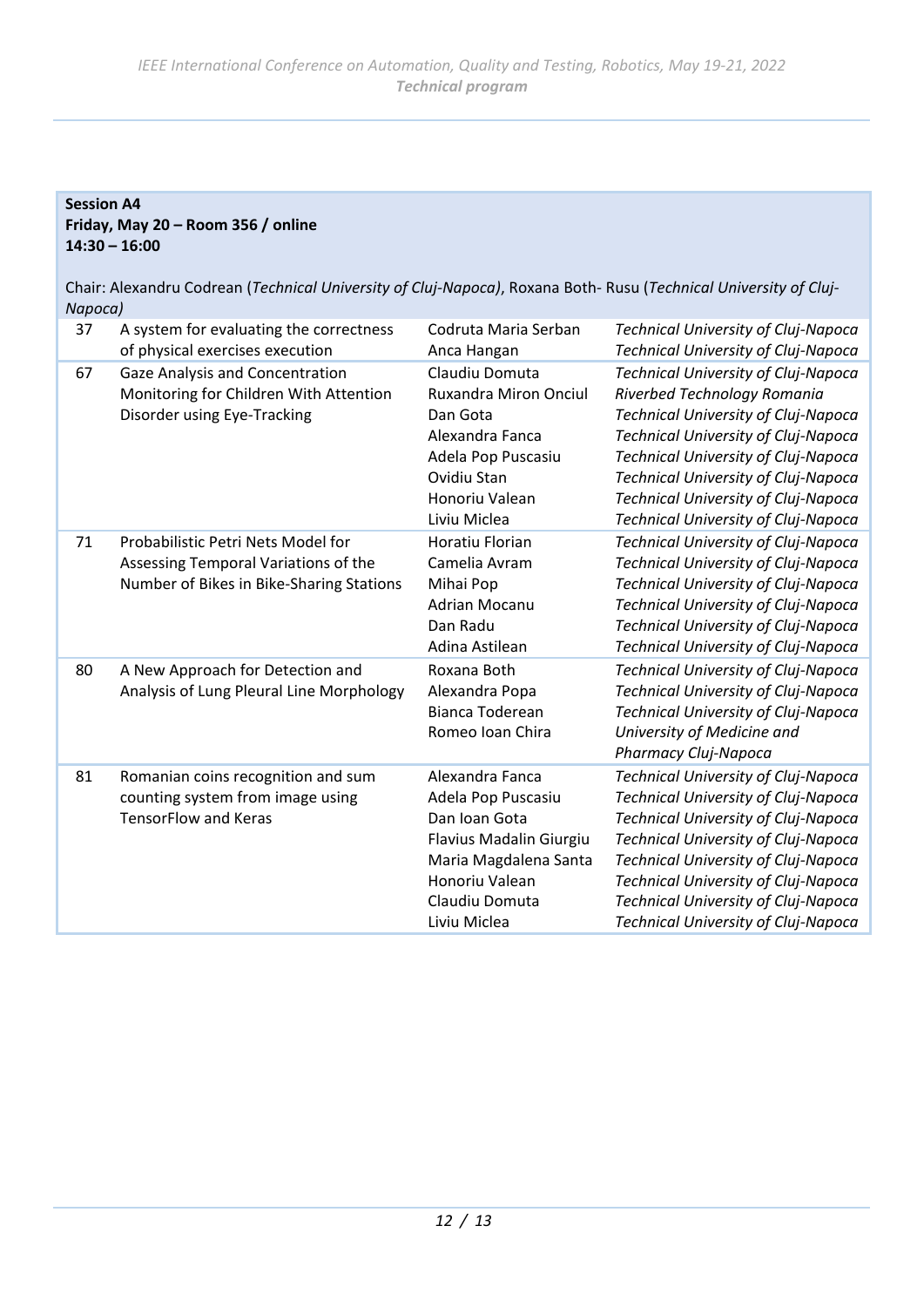**Session A4**
**Friday, May 20 – Room 356 / online**
**14:30 – 16:00**

Chair: Alexandru Codrean (*Technical University of Cluj-Napoca)*, Roxana Both- Rusu (*Technical University of Cluj-Napoca)*

| | | | |
|---|---|---|---|
| 37 | A system for evaluating the correctness of physical exercises execution | Codruta Maria Serban<br>Anca Hangan | *Technical University of Cluj-Napoca*<br>*Technical University of Cluj-Napoca* |
| 67 | Gaze Analysis and Concentration Monitoring for Children With Attention Disorder using Eye-Tracking | Claudiu Domuta<br>Ruxandra Miron Onciul<br>Dan Gota<br>Alexandra Fanca<br>Adela Pop Puscasiu<br>Ovidiu Stan<br>Honoriu Valean<br>Liviu Miclea | *Technical University of Cluj-Napoca*<br>*Riverbed Technology Romania*<br>*Technical University of Cluj-Napoca*<br>*Technical University of Cluj-Napoca*<br>*Technical University of Cluj-Napoca*<br>*Technical University of Cluj-Napoca*<br>*Technical University of Cluj-Napoca*<br>*Technical University of Cluj-Napoca* |
| 71 | Probabilistic Petri Nets Model for Assessing Temporal Variations of the Number of Bikes in Bike-Sharing Stations | Horatiu Florian<br>Camelia Avram<br>Mihai Pop<br>Adrian Mocanu<br>Dan Radu<br>Adina Astilean | *Technical University of Cluj-Napoca*<br>*Technical University of Cluj-Napoca*<br>*Technical University of Cluj-Napoca*<br>*Technical University of Cluj-Napoca*<br>*Technical University of Cluj-Napoca*<br>*Technical University of Cluj-Napoca* |
| 80 | A New Approach for Detection and Analysis of Lung Pleural Line Morphology | Roxana Both<br>Alexandra Popa<br>Bianca Toderean<br>Romeo Ioan Chira | *Technical University of Cluj-Napoca*<br>*Technical University of Cluj-Napoca*<br>*Technical University of Cluj-Napoca*<br>*University of Medicine and Pharmacy Cluj-Napoca* |
| 81 | Romanian coins recognition and sum counting system from image using TensorFlow and Keras | Alexandra Fanca<br>Adela Pop Puscasiu<br>Dan Ioan Gota<br>Flavius Madalin Giurgiu<br>Maria Magdalena Santa<br>Honoriu Valean<br>Claudiu Domuta<br>Liviu Miclea | *Technical University of Cluj-Napoca*<br>*Technical University of Cluj-Napoca*<br>*Technical University of Cluj-Napoca*<br>*Technical University of Cluj-Napoca*<br>*Technical University of Cluj-Napoca*<br>*Technical University of Cluj-Napoca*<br>*Technical University of Cluj-Napoca*<br>*Technical University of Cluj-Napoca* |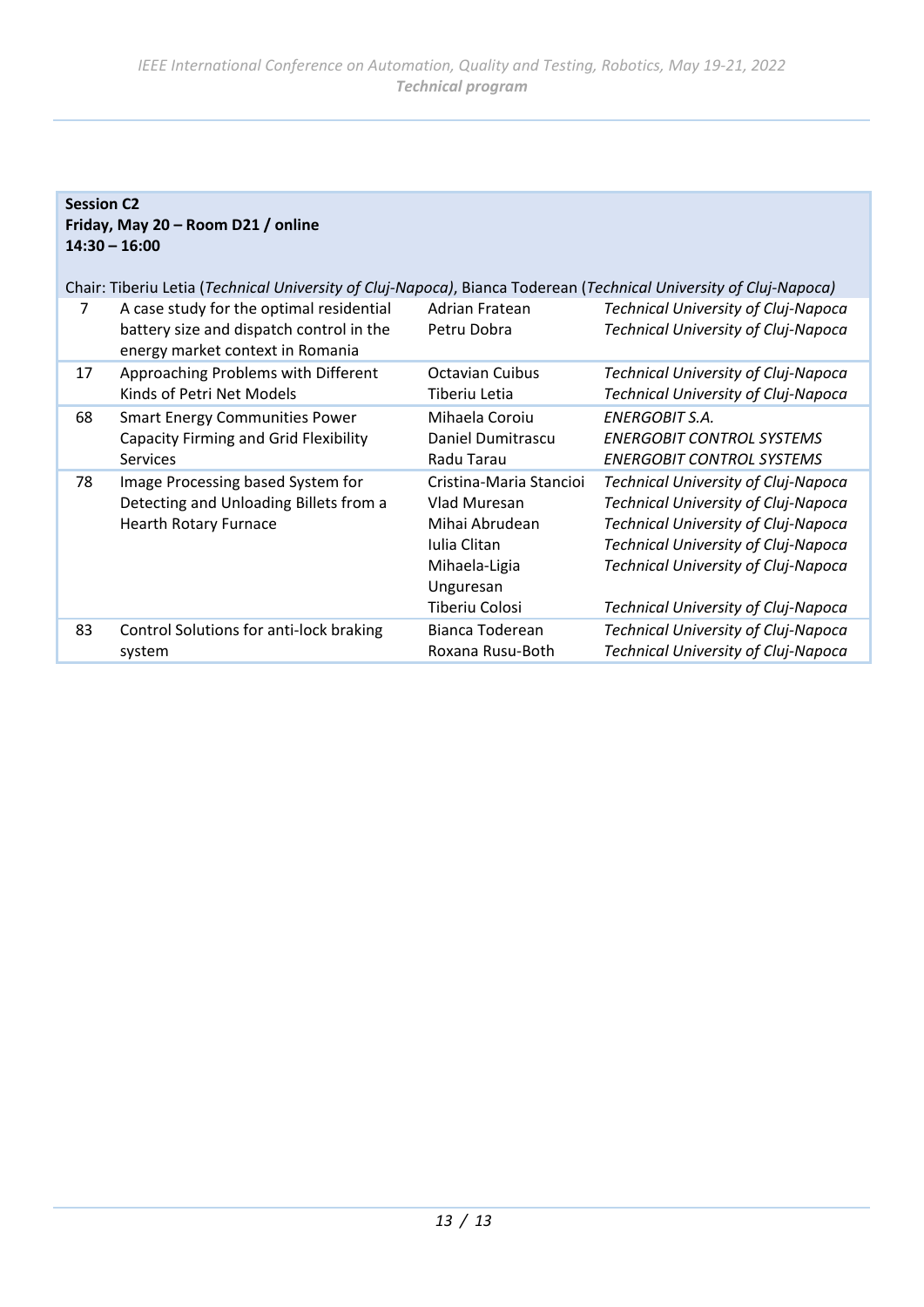**Session C2**
**Friday, May 20 – Room D21 / online**
**14:30 – 16:00**

Chair: Tiberiu Letia (*Technical University of Cluj-Napoca)*, Bianca Toderean (*Technical University of Cluj-Napoca)*

| | | | |
|---|---|---|---|
| 7 | A case study for the optimal residential battery size and dispatch control in the energy market context in Romania | Adrian Fratean<br>Petru Dobra | *Technical University of Cluj-Napoca*<br>*Technical University of Cluj-Napoca* |
| 17 | Approaching Problems with Different Kinds of Petri Net Models | Octavian Cuibus<br>Tiberiu Letia | *Technical University of Cluj-Napoca*<br>*Technical University of Cluj-Napoca* |
| 68 | Smart Energy Communities Power Capacity Firming and Grid Flexibility Services | Mihaela Coroiu<br>Daniel Dumitrascu<br>Radu Tarau | *ENERGOBIT S.A.*<br>*ENERGOBIT CONTROL SYSTEMS*<br>*ENERGOBIT CONTROL SYSTEMS* |
| 78 | Image Processing based System for Detecting and Unloading Billets from a Hearth Rotary Furnace | Cristina-Maria Stancioi<br>Vlad Muresan<br>Mihai Abrudean<br>Iulia Clitan<br>Mihaela-Ligia Unguresan<br>Tiberiu Colosi | *Technical University of Cluj-Napoca*<br>*Technical University of Cluj-Napoca*<br>*Technical University of Cluj-Napoca*<br>*Technical University of Cluj-Napoca*<br>*Technical University of Cluj-Napoca*<br>*Technical University of Cluj-Napoca* |
| 83 | Control Solutions for anti-lock braking system | Bianca Toderean<br>Roxana Rusu-Both | *Technical University of Cluj-Napoca*<br>*Technical University of Cluj-Napoca* |